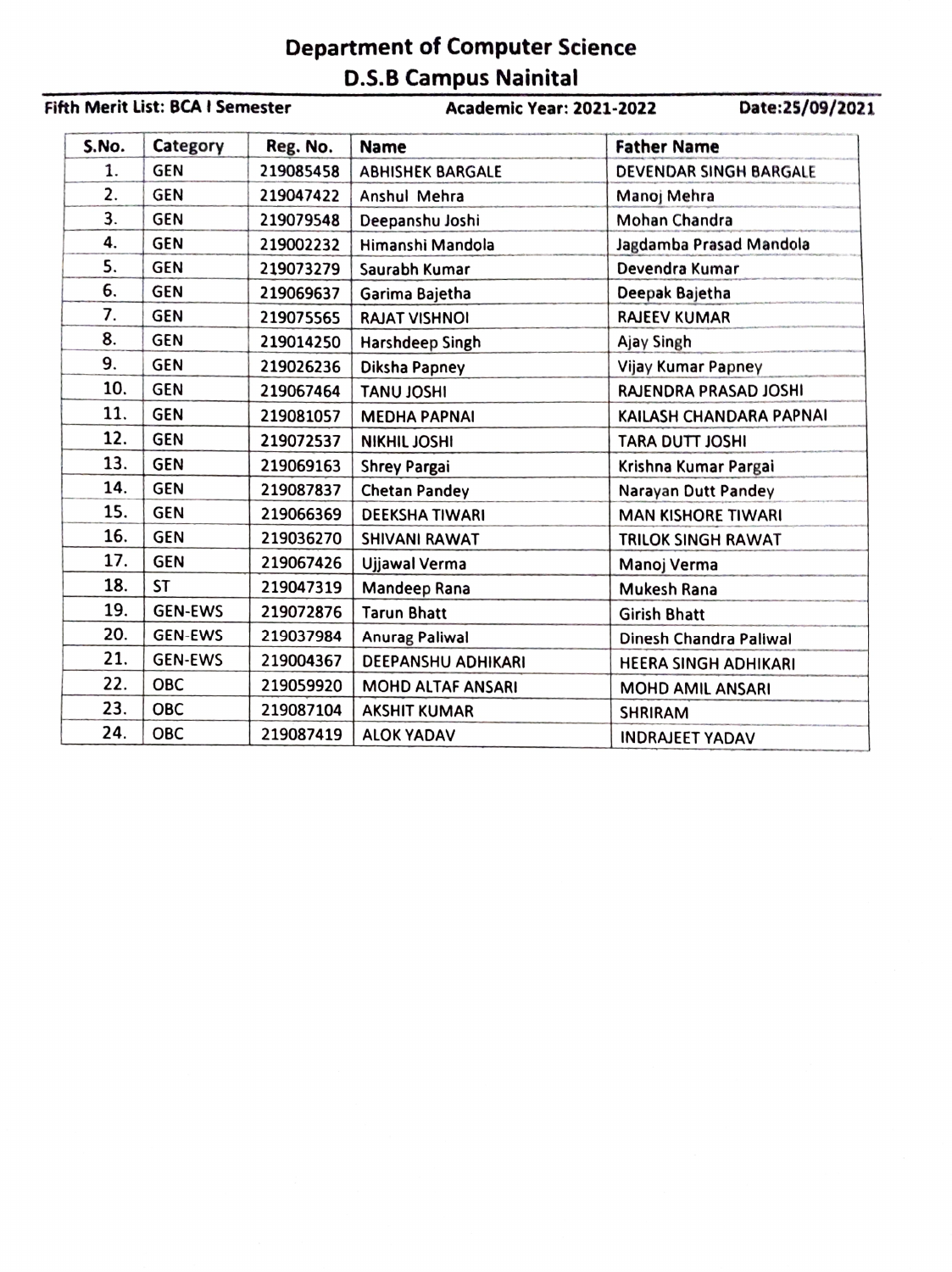# Department of Computer Science
## D.S.B Campus Nainital

**Fifth Merit List: BCA I Semester** **Academic Year: 2021-2022** **Date:25/09/2021**

| S.No. | Category | Reg. No. | Name | Father Name |
|---|---|---|---|---|
| 1. | GEN | 219085458 | ABHISHEK BARGALE | DEVENDAR SINGH BARGALE |
| 2. | GEN | 219047422 | Anshul Mehra | Manoj Mehra |
| 3. | GEN | 219079548 | Deepanshu Joshi | Mohan Chandra |
| 4. | GEN | 219002232 | Himanshi Mandola | Jagdamba Prasad Mandola |
| 5. | GEN | 219073279 | Saurabh Kumar | Devendra Kumar |
| 6. | GEN | 219069637 | Garima Bajetha | Deepak Bajetha |
| 7. | GEN | 219075565 | RAJAT VISHNOI | RAJEEV KUMAR |
| 8. | GEN | 219014250 | Harshdeep Singh | Ajay Singh |
| 9. | GEN | 219026236 | Diksha Papney | Vijay Kumar Papney |
| 10. | GEN | 219067464 | TANU JOSHI | RAJENDRA PRASAD JOSHI |
| 11. | GEN | 219081057 | MEDHA PAPNAI | KAILASH CHANDARA PAPNAI |
| 12. | GEN | 219072537 | NIKHIL JOSHI | TARA DUTT JOSHI |
| 13. | GEN | 219069163 | Shrey Pargai | Krishna Kumar Pargai |
| 14. | GEN | 219087837 | Chetan Pandey | Narayan Dutt Pandey |
| 15. | GEN | 219066369 | DEEKSHA TIWARI | MAN KISHORE TIWARI |
| 16. | GEN | 219036270 | SHIVANI RAWAT | TRILOK SINGH RAWAT |
| 17. | GEN | 219067426 | Ujjawal Verma | Manoj Verma |
| 18. | ST | 219047319 | Mandeep Rana | Mukesh Rana |
| 19. | GEN-EWS | 219072876 | Tarun Bhatt | Girish Bhatt |
| 20. | GEN-EWS | 219037984 | Anurag Paliwal | Dinesh Chandra Paliwal |
| 21. | GEN-EWS | 219004367 | DEEPANSHU ADHIKARI | HEERA SINGH ADHIKARI |
| 22. | OBC | 219059920 | MOHD ALTAF ANSARI | MOHD AMIL ANSARI |
| 23. | OBC | 219087104 | AKSHIT KUMAR | SHRIRAM |
| 24. | OBC | 219087419 | ALOK YADAV | INDRAJEET YADAV |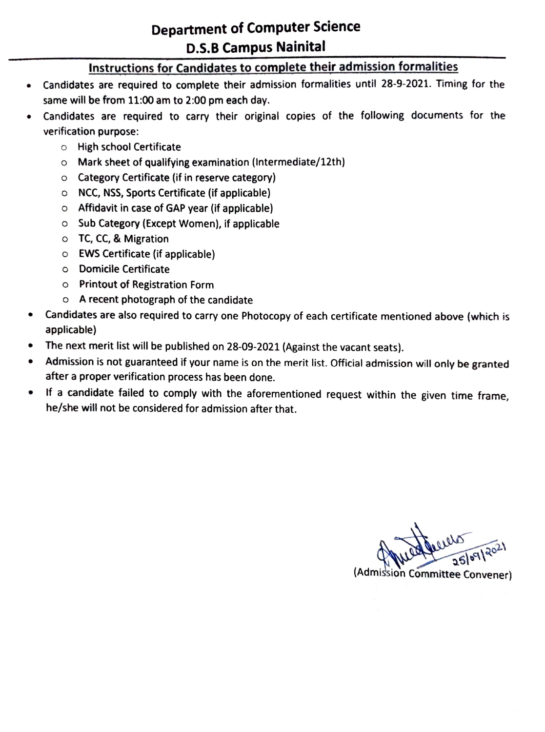# Department of Computer Science
## D.S.B Campus Nainital

### Instructions for Candidates to complete their admission formalities

- Candidates are required to complete their admission formalities until 28-9-2021. Timing for the same will be from 11:00 am to 2:00 pm each day.
- Candidates are required to carry their original copies of the following documents for the verification purpose:
  - High school Certificate
  - Mark sheet of qualifying examination (Intermediate/12th)
  - Category Certificate (if in reserve category)
  - NCC, NSS, Sports Certificate (if applicable)
  - Affidavit in case of GAP year (if applicable)
  - Sub Category (Except Women), if applicable
  - TC, CC, & Migration
  - EWS Certificate (if applicable)
  - Domicile Certificate
  - Printout of Registration Form
  - A recent photograph of the candidate
- Candidates are also required to carry one Photocopy of each certificate mentioned above (which is applicable)
- The next merit list will be published on 28-09-2021 (Against the vacant seats).
- Admission is not guaranteed if your name is on the merit list. Official admission will only be granted after a proper verification process has been done.
- If a candidate failed to comply with the aforementioned request within the given time frame, he/she will not be considered for admission after that.

25/09/2021

(Admission Committee Convener)